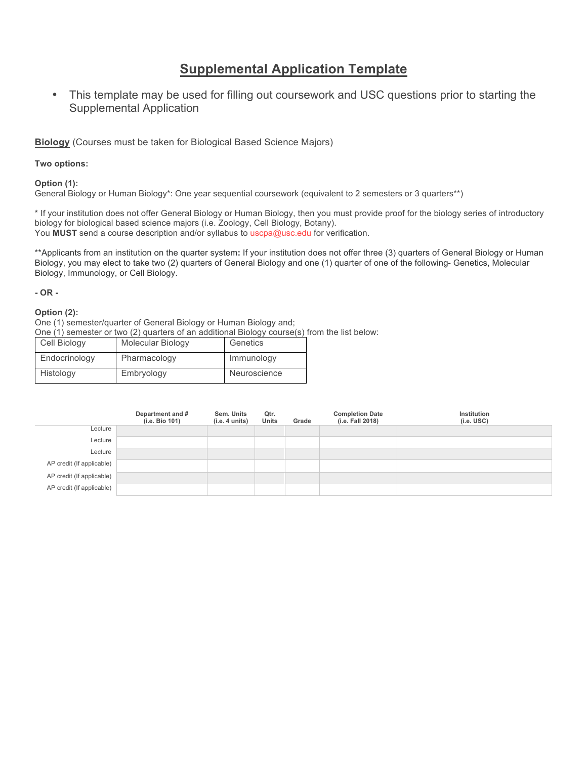# Supplemental Application Template

- This template may be used for filling out coursework and USC questions prior to starting the Supplemental Application

**Biology** (Courses must be taken for Biological Based Science Majors)

**Two options:**

**Option (1):**
General Biology or Human Biology*: One year sequential coursework (equivalent to 2 semesters or 3 quarters**)

* If your institution does not offer General Biology or Human Biology, then you must provide proof for the biology series of introductory biology for biological based science majors (i.e. Zoology, Cell Biology, Botany).
You **MUST** send a course description and/or syllabus to uscpa@usc.edu for verification.

**Applicants from an institution on the quarter system**:** If your institution does not offer three (3) quarters of General Biology or Human Biology, you may elect to take two (2) quarters of General Biology and one (1) quarter of one of the following- Genetics, Molecular Biology, Immunology, or Cell Biology.

**- OR -**

**Option (2):**
One (1) semester/quarter of General Biology or Human Biology and;
One (1) semester or two (2) quarters of an additional Biology course(s) from the list below:

| Cell Biology | Molecular Biology | Genetics |
|---|---|---|
| Endocrinology | Pharmacology | Immunology |
| Histology | Embryology | Neuroscience |

| | Department and # (i.e. Bio 101) | Sem. Units (i.e. 4 units) | Qtr. Units | Grade | Completion Date (i.e. Fall 2018) | Institution (i.e. USC) |
|---|---|---|---|---|---|---|
| Lecture | | | | | | |
| Lecture | | | | | | |
| Lecture | | | | | | |
| AP credit (If applicable) | | | | | | |
| AP credit (If applicable) | | | | | | |
| AP credit (If applicable) | | | | | | |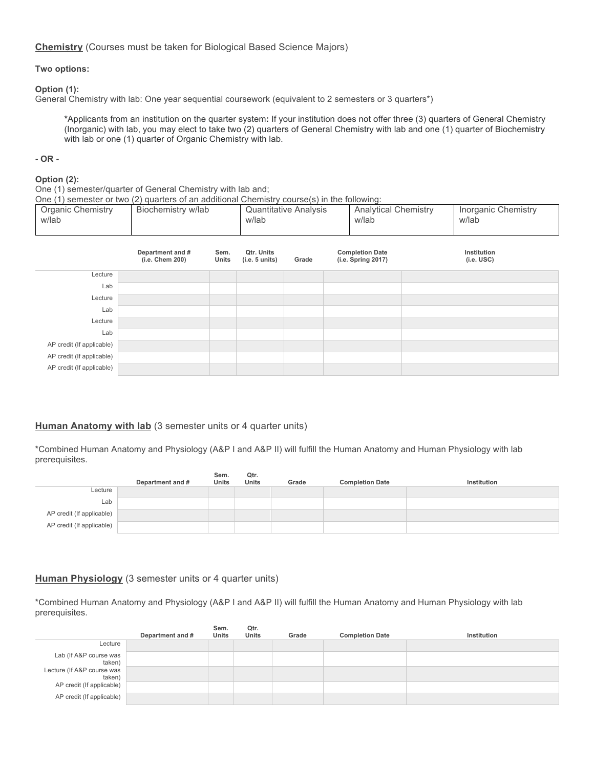**Chemistry** (Courses must be taken for Biological Based Science Majors)

**Two options:**

**Option (1):**
General Chemistry with lab: One year sequential coursework (equivalent to 2 semesters or 3 quarters*)

> ***Applicants from an institution on the quarter system:** If your institution does not offer three (3) quarters of General Chemistry (Inorganic) with lab, you may elect to take two (2) quarters of General Chemistry with lab and one (1) quarter of Biochemistry with lab or one (1) quarter of Organic Chemistry with lab.

**- OR -**

**Option (2):**
One (1) semester/quarter of General Chemistry with lab and;
One (1) semester or two (2) quarters of an additional Chemistry course(s) in the following:

| Organic Chemistry w/lab | Biochemistry w/lab | Quantitative Analysis w/lab | Analytical Chemistry w/lab | Inorganic Chemistry w/lab |
|---|---|---|---|---|

| | Department and # (i.e. Chem 200) | Sem. Units | Qtr. Units (i.e. 5 units) | Grade | Completion Date (i.e. Spring 2017) | Institution (i.e. USC) |
|---|---|---|---|---|---|---|
| Lecture | | | | | | |
| Lab | | | | | | |
| Lecture | | | | | | |
| Lab | | | | | | |
| Lecture | | | | | | |
| Lab | | | | | | |
| AP credit (If applicable) | | | | | | |
| AP credit (If applicable) | | | | | | |
| AP credit (If applicable) | | | | | | |

**Human Anatomy with lab** (3 semester units or 4 quarter units)

*Combined Human Anatomy and Physiology (A&P I and A&P II) will fulfill the Human Anatomy and Human Physiology with lab prerequisites.

| | Department and # | Sem. Units | Qtr. Units | Grade | Completion Date | Institution |
|---|---|---|---|---|---|---|
| Lecture | | | | | | |
| Lab | | | | | | |
| AP credit (If applicable) | | | | | | |
| AP credit (If applicable) | | | | | | |

**Human Physiology** (3 semester units or 4 quarter units)

*Combined Human Anatomy and Physiology (A&P I and A&P II) will fulfill the Human Anatomy and Human Physiology with lab prerequisites.

| | Department and # | Sem. Units | Qtr. Units | Grade | Completion Date | Institution |
|---|---|---|---|---|---|---|
| Lecture | | | | | | |
| Lab (If A&P course was taken) | | | | | | |
| Lecture (If A&P course was taken) | | | | | | |
| AP credit (If applicable) | | | | | | |
| AP credit (If applicable) | | | | | | |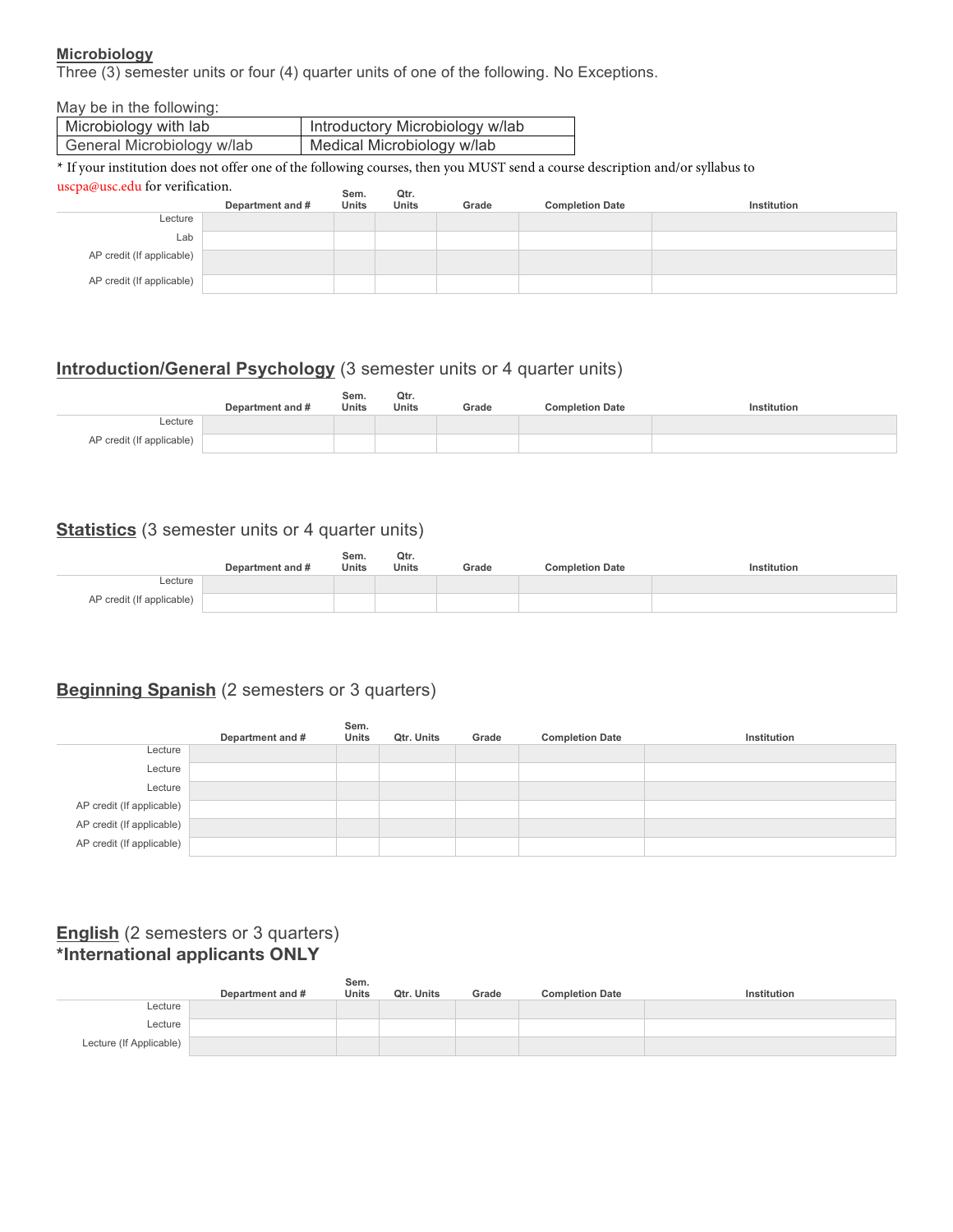**Microbiology**

Three (3) semester units or four (4) quarter units of one of the following. No Exceptions.

May be in the following:

| Microbiology with lab | Introductory Microbiology w/lab |
|---|---|
| General Microbiology w/lab | Medical Microbiology w/lab |

* If your institution does not offer one of the following courses, then you MUST send a course description and/or syllabus to uscpa@usc.edu for verification.

| | Department and # | Sem. Units | Qtr. Units | Grade | Completion Date | Institution |
|---|---|---|---|---|---|---|
| Lecture | | | | | | |
| Lab | | | | | | |
| AP credit (If applicable) | | | | | | |
| AP credit (If applicable) | | | | | | |

**Introduction/General Psychology** (3 semester units or 4 quarter units)

| | Department and # | Sem. Units | Qtr. Units | Grade | Completion Date | Institution |
|---|---|---|---|---|---|---|
| Lecture | | | | | | |
| AP credit (If applicable) | | | | | | |

**Statistics** (3 semester units or 4 quarter units)

| | Department and # | Sem. Units | Qtr. Units | Grade | Completion Date | Institution |
|---|---|---|---|---|---|---|
| Lecture | | | | | | |
| AP credit (If applicable) | | | | | | |

**Beginning Spanish** (2 semesters or 3 quarters)

| | Department and # | Sem. Units | Qtr. Units | Grade | Completion Date | Institution |
|---|---|---|---|---|---|---|
| Lecture | | | | | | |
| Lecture | | | | | | |
| Lecture | | | | | | |
| AP credit (If applicable) | | | | | | |
| AP credit (If applicable) | | | | | | |
| AP credit (If applicable) | | | | | | |

**English** (2 semesters or 3 quarters)
**\*International applicants ONLY**

| | Department and # | Sem. Units | Qtr. Units | Grade | Completion Date | Institution |
|---|---|---|---|---|---|---|
| Lecture | | | | | | |
| Lecture | | | | | | |
| Lecture (If Applicable) | | | | | | |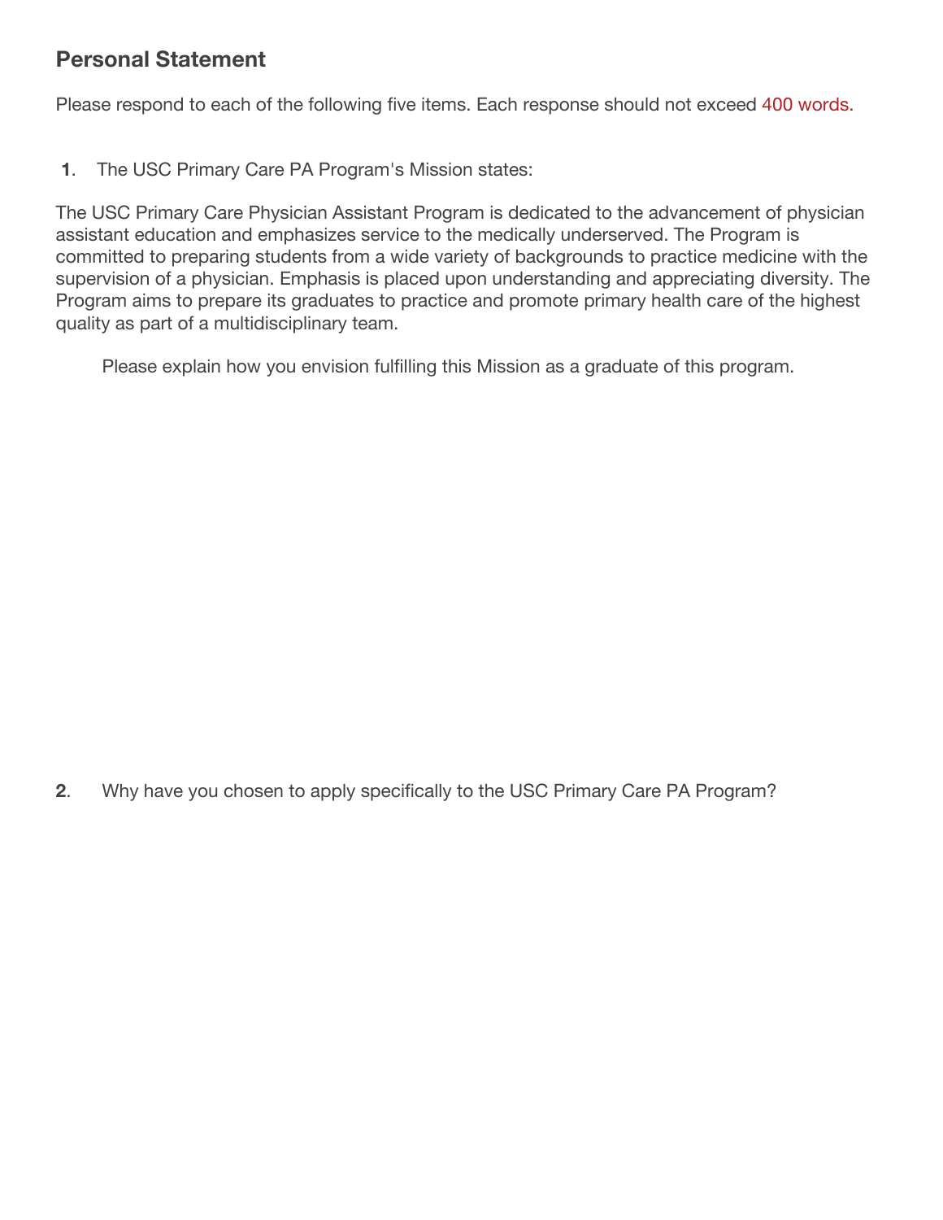## Personal Statement

Please respond to each of the following five items. Each response should not exceed 400 words.

**1**. The USC Primary Care PA Program's Mission states:

The USC Primary Care Physician Assistant Program is dedicated to the advancement of physician assistant education and emphasizes service to the medically underserved. The Program is committed to preparing students from a wide variety of backgrounds to practice medicine with the supervision of a physician. Emphasis is placed upon understanding and appreciating diversity. The Program aims to prepare its graduates to practice and promote primary health care of the highest quality as part of a multidisciplinary team.

Please explain how you envision fulfilling this Mission as a graduate of this program.

**2**. Why have you chosen to apply specifically to the USC Primary Care PA Program?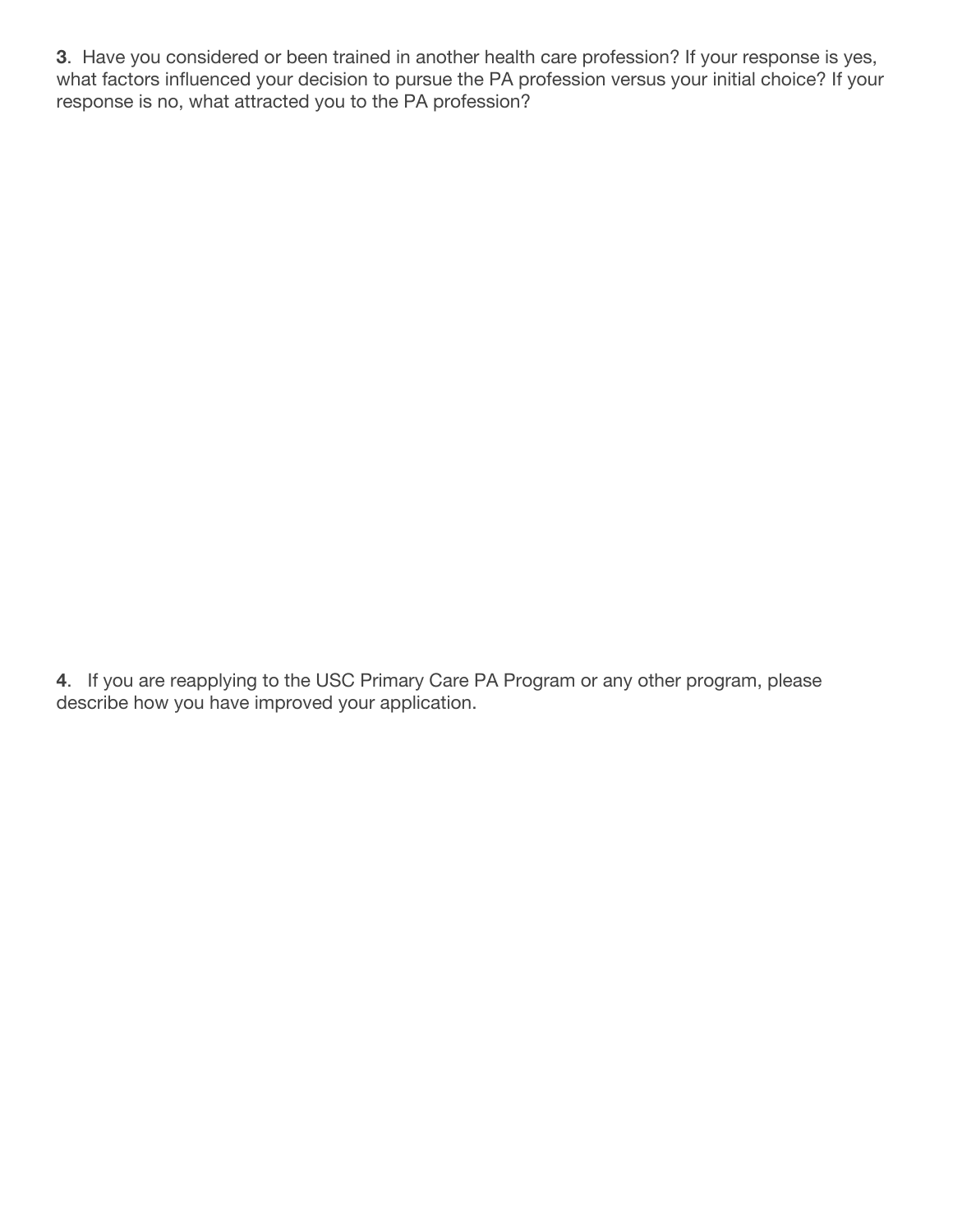**3**. Have you considered or been trained in another health care profession? If your response is yes, what factors influenced your decision to pursue the PA profession versus your initial choice? If your response is no, what attracted you to the PA profession?

**4**. If you are reapplying to the USC Primary Care PA Program or any other program, please describe how you have improved your application.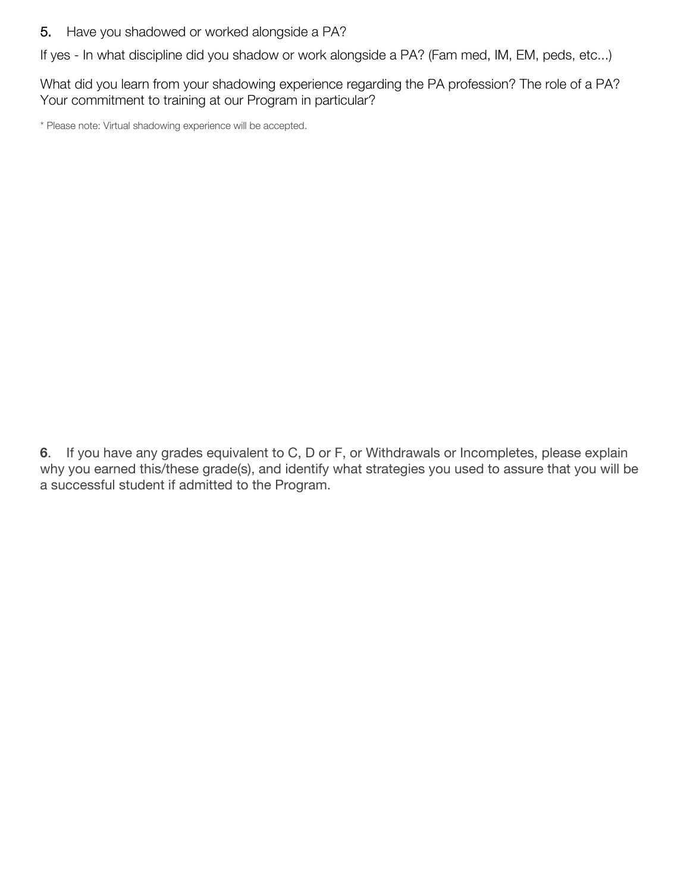5. Have you shadowed or worked alongside a PA?

If yes - In what discipline did you shadow or work alongside a PA? (Fam med, IM, EM, peds, etc...)

What did you learn from your shadowing experience regarding the PA profession? The role of a PA? Your commitment to training at our Program in particular?

* Please note: Virtual shadowing experience will be accepted.

6. If you have any grades equivalent to C, D or F, or Withdrawals or Incompletes, please explain why you earned this/these grade(s), and identify what strategies you used to assure that you will be a successful student if admitted to the Program.